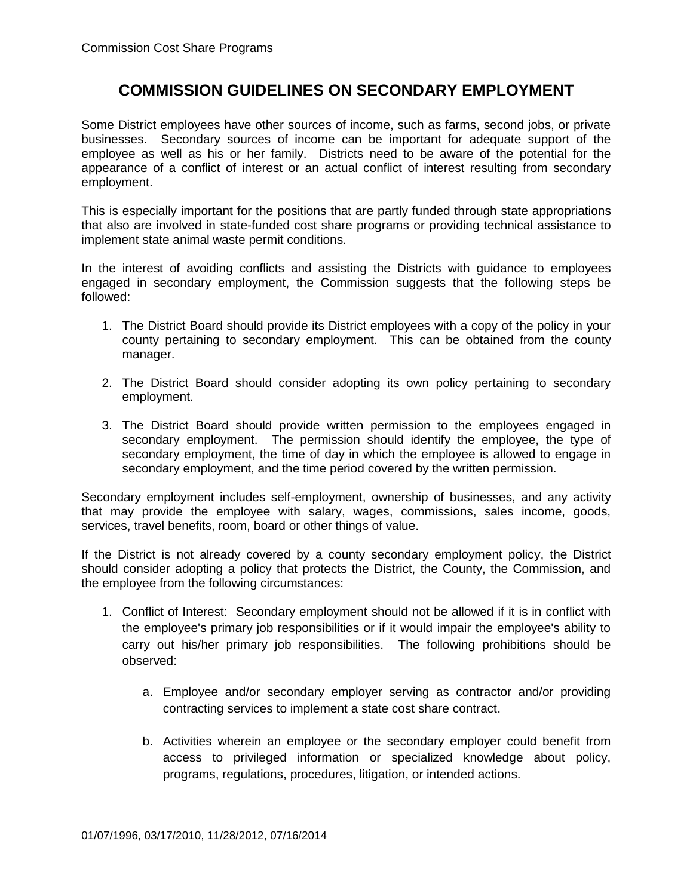# COMMISSION GUIDELINES ON SECONDARY EMPLOYMENT

Some District employees have other sources of income, such as farms, second jobs, or private businesses. Secondary sources of income can be important for adequate support of the employee as well as his or her family. Districts need to be aware of the potential for the appearance of a conflict of interest or an actual conflict of interest resulting from secondary employment.

This is especially important for the positions that are partly funded through state appropriations that also are involved in state-funded cost share programs or providing technical assistance to implement state animal waste permit conditions.

In the interest of avoiding conflicts and assisting the Districts with guidance to employees engaged in secondary employment, the Commission suggests that the following steps be followed:

1. The District Board should provide its District employees with a copy of the policy in your county pertaining to secondary employment. This can be obtained from the county manager.

2. The District Board should consider adopting its own policy pertaining to secondary employment.

3. The District Board should provide written permission to the employees engaged in secondary employment. The permission should identify the employee, the type of secondary employment, the time of day in which the employee is allowed to engage in secondary employment, and the time period covered by the written permission.

Secondary employment includes self-employment, ownership of businesses, and any activity that may provide the employee with salary, wages, commissions, sales income, goods, services, travel benefits, room, board or other things of value.

If the District is not already covered by a county secondary employment policy, the District should consider adopting a policy that protects the District, the County, the Commission, and the employee from the following circumstances:

1. <u>Conflict of Interest</u>: Secondary employment should not be allowed if it is in conflict with the employee's primary job responsibilities or if it would impair the employee's ability to carry out his/her primary job responsibilities. The following prohibitions should be observed:

    a. Employee and/or secondary employer serving as contractor and/or providing contracting services to implement a state cost share contract.

    b. Activities wherein an employee or the secondary employer could benefit from access to privileged information or specialized knowledge about policy, programs, regulations, procedures, litigation, or intended actions.

01/07/1996, 03/17/2010, 11/28/2012, 07/16/2014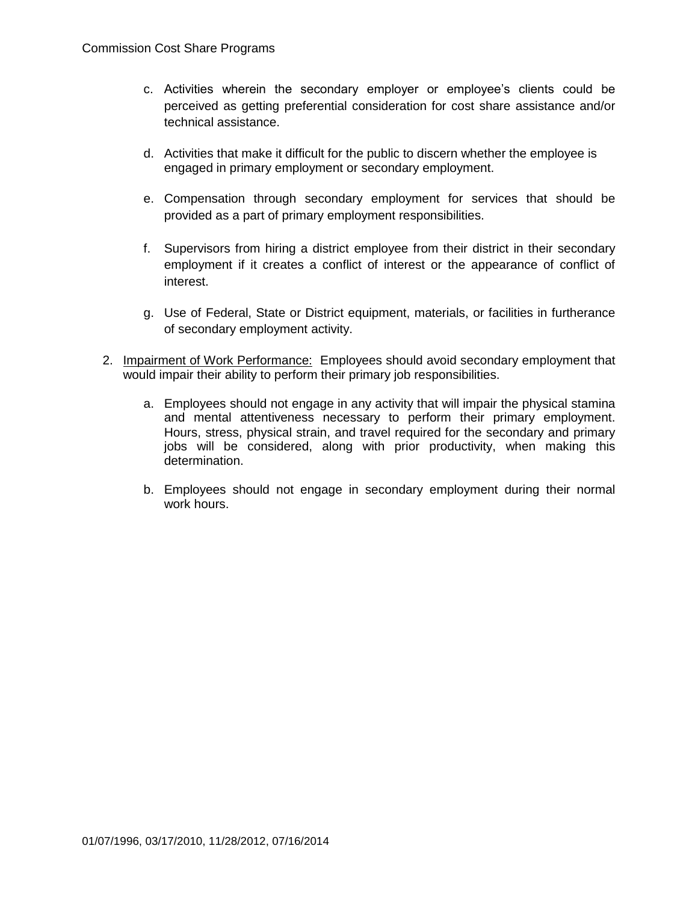c. Activities wherein the secondary employer or employee's clients could be perceived as getting preferential consideration for cost share assistance and/or technical assistance.

d. Activities that make it difficult for the public to discern whether the employee is engaged in primary employment or secondary employment.

e. Compensation through secondary employment for services that should be provided as a part of primary employment responsibilities.

f. Supervisors from hiring a district employee from their district in their secondary employment if it creates a conflict of interest or the appearance of conflict of interest.

g. Use of Federal, State or District equipment, materials, or facilities in furtherance of secondary employment activity.

2. Impairment of Work Performance: Employees should avoid secondary employment that would impair their ability to perform their primary job responsibilities.

   a. Employees should not engage in any activity that will impair the physical stamina and mental attentiveness necessary to perform their primary employment. Hours, stress, physical strain, and travel required for the secondary and primary jobs will be considered, along with prior productivity, when making this determination.

   b. Employees should not engage in secondary employment during their normal work hours.

01/07/1996, 03/17/2010, 11/28/2012, 07/16/2014